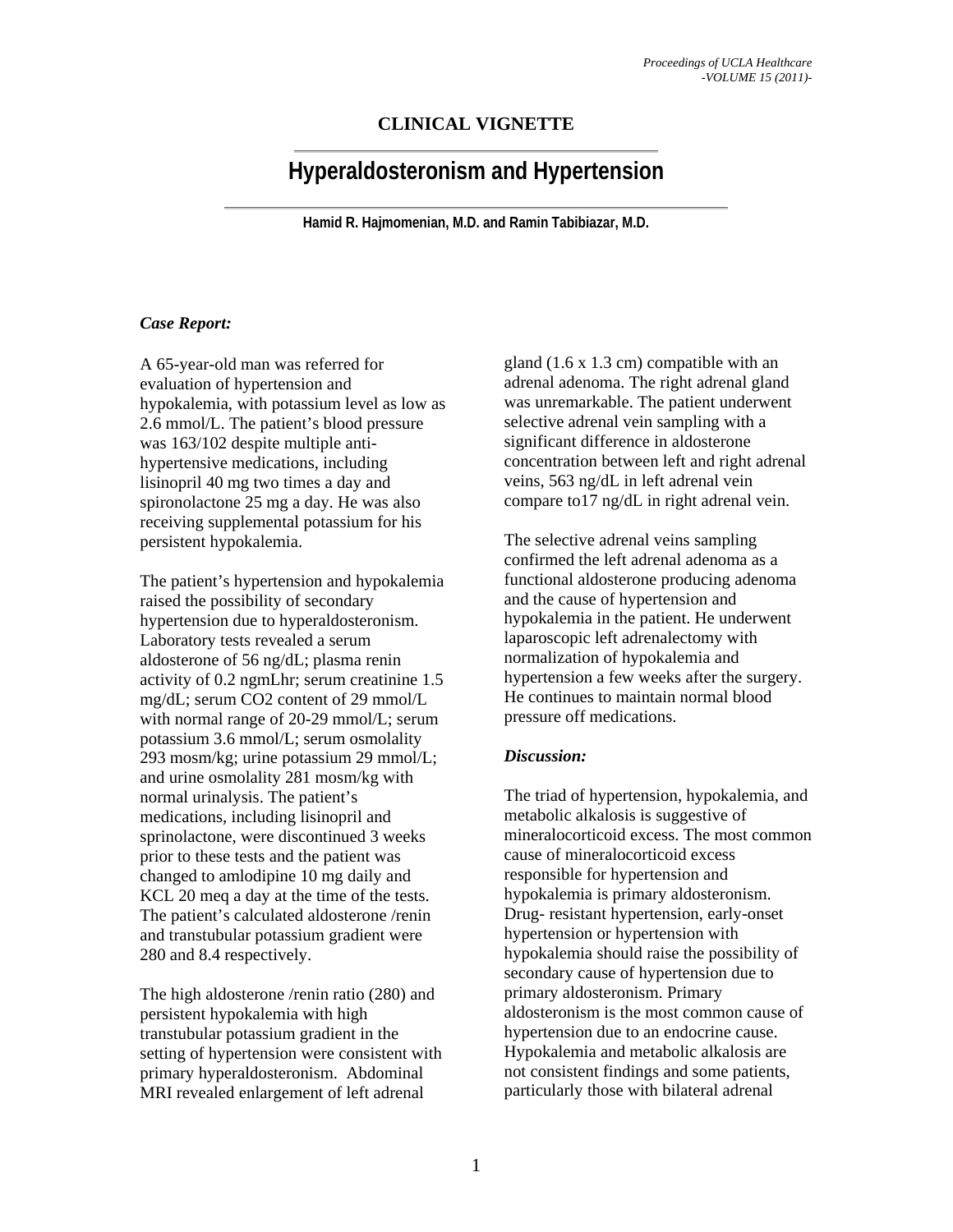## CLINICAL VIGNETTE

# Hyperaldosteronism and Hypertension

**Hamid R. Hajmomenian, M.D. and Ramin Tabibiazar, M.D.**

***Case Report:***

A 65-year-old man was referred for evaluation of hypertension and hypokalemia, with potassium level as low as 2.6 mmol/L. The patient's blood pressure was 163/102 despite multiple anti-hypertensive medications, including lisinopril 40 mg two times a day and spironolactone 25 mg a day. He was also receiving supplemental potassium for his persistent hypokalemia.

The patient's hypertension and hypokalemia raised the possibility of secondary hypertension due to hyperaldosteronism. Laboratory tests revealed a serum aldosterone of 56 ng/dL; plasma renin activity of 0.2 ngmLhr; serum creatinine 1.5 mg/dL; serum CO2 content of 29 mmol/L with normal range of 20-29 mmol/L; serum potassium 3.6 mmol/L; serum osmolality 293 mosm/kg; urine potassium 29 mmol/L; and urine osmolality 281 mosm/kg with normal urinalysis. The patient's medications, including lisinopril and sprinolactone, were discontinued 3 weeks prior to these tests and the patient was changed to amlodipine 10 mg daily and KCL 20 meq a day at the time of the tests. The patient's calculated aldosterone /renin and transtubular potassium gradient were 280 and 8.4 respectively.

The high aldosterone /renin ratio (280) and persistent hypokalemia with high transtubular potassium gradient in the setting of hypertension were consistent with primary hyperaldosteronism. Abdominal MRI revealed enlargement of left adrenal gland (1.6 x 1.3 cm) compatible with an adrenal adenoma. The right adrenal gland was unremarkable. The patient underwent selective adrenal vein sampling with a significant difference in aldosterone concentration between left and right adrenal veins, 563 ng/dL in left adrenal vein compare to17 ng/dL in right adrenal vein.

The selective adrenal veins sampling confirmed the left adrenal adenoma as a functional aldosterone producing adenoma and the cause of hypertension and hypokalemia in the patient. He underwent laparoscopic left adrenalectomy with normalization of hypokalemia and hypertension a few weeks after the surgery. He continues to maintain normal blood pressure off medications.

***Discussion:***

The triad of hypertension, hypokalemia, and metabolic alkalosis is suggestive of mineralocorticoid excess. The most common cause of mineralocorticoid excess responsible for hypertension and hypokalemia is primary aldosteronism. Drug- resistant hypertension, early-onset hypertension or hypertension with hypokalemia should raise the possibility of secondary cause of hypertension due to primary aldosteronism. Primary aldosteronism is the most common cause of hypertension due to an endocrine cause. Hypokalemia and metabolic alkalosis are not consistent findings and some patients, particularly those with bilateral adrenal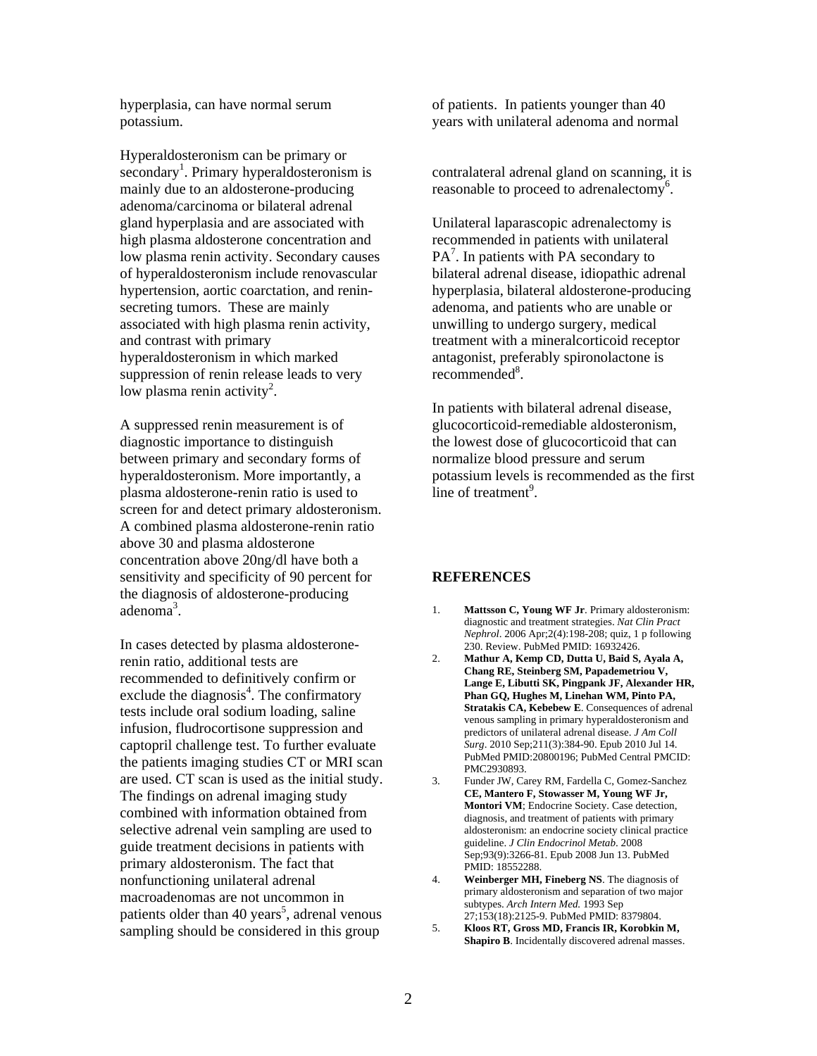hyperplasia, can have normal serum potassium.

Hyperaldosteronism can be primary or secondary[1]. Primary hyperaldosteronism is mainly due to an aldosterone-producing adenoma/carcinoma or bilateral adrenal gland hyperplasia and are associated with high plasma aldosterone concentration and low plasma renin activity. Secondary causes of hyperaldosteronism include renovascular hypertension, aortic coarctation, and renin-secreting tumors. These are mainly associated with high plasma renin activity, and contrast with primary hyperaldosteronism in which marked suppression of renin release leads to very low plasma renin activity[2].

A suppressed renin measurement is of diagnostic importance to distinguish between primary and secondary forms of hyperaldosteronism. More importantly, a plasma aldosterone-renin ratio is used to screen for and detect primary aldosteronism. A combined plasma aldosterone-renin ratio above 30 and plasma aldosterone concentration above 20ng/dl have both a sensitivity and specificity of 90 percent for the diagnosis of aldosterone-producing adenoma[3].

In cases detected by plasma aldosterone-renin ratio, additional tests are recommended to definitively confirm or exclude the diagnosis[4]. The confirmatory tests include oral sodium loading, saline infusion, fludrocortisone suppression and captopril challenge test. To further evaluate the patients imaging studies CT or MRI scan are used. CT scan is used as the initial study. The findings on adrenal imaging study combined with information obtained from selective adrenal vein sampling are used to guide treatment decisions in patients with primary aldosteronism. The fact that nonfunctioning unilateral adrenal macroadenomas are not uncommon in patients older than 40 years[5], adrenal venous sampling should be considered in this group of patients. In patients younger than 40 years with unilateral adenoma and normal contralateral adrenal gland on scanning, it is reasonable to proceed to adrenalectomy[6].

Unilateral laparascopic adrenalectomy is recommended in patients with unilateral PA[7]. In patients with PA secondary to bilateral adrenal disease, idiopathic adrenal hyperplasia, bilateral aldosterone-producing adenoma, and patients who are unable or unwilling to undergo surgery, medical treatment with a mineralcorticoid receptor antagonist, preferably spironolactone is recommended[8].

In patients with bilateral adrenal disease, glucocorticoid-remediable aldosteronism, the lowest dose of glucocorticoid that can normalize blood pressure and serum potassium levels is recommended as the first line of treatment[9].

## REFERENCES

1. **Mattsson C, Young WF Jr**. Primary aldosteronism: diagnostic and treatment strategies. *Nat Clin Pract Nephrol*. 2006 Apr;2(4):198-208; quiz, 1 p following 230. Review. PubMed PMID: 16932426.
2. **Mathur A, Kemp CD, Dutta U, Baid S, Ayala A, Chang RE, Steinberg SM, Papademetriou V, Lange E, Libutti SK, Pingpank JF, Alexander HR, Phan GQ, Hughes M, Linehan WM, Pinto PA, Stratakis CA, Kebebew E**. Consequences of adrenal venous sampling in primary hyperaldosteronism and predictors of unilateral adrenal disease. *J Am Coll Surg*. 2010 Sep;211(3):384-90. Epub 2010 Jul 14. PubMed PMID:20800196; PubMed Central PMCID: PMC2930893.
3. Funder JW, Carey RM, Fardella C, Gomez-Sanchez **CE, Mantero F, Stowasser M, Young WF Jr, Montori VM**; Endocrine Society. Case detection, diagnosis, and treatment of patients with primary aldosteronism: an endocrine society clinical practice guideline. *J Clin Endocrinol Metab*. 2008 Sep;93(9):3266-81. Epub 2008 Jun 13. PubMed PMID: 18552288.
4. **Weinberger MH, Fineberg NS**. The diagnosis of primary aldosteronism and separation of two major subtypes. *Arch Intern Med.* 1993 Sep 27;153(18):2125-9. PubMed PMID: 8379804.
5. **Kloos RT, Gross MD, Francis IR, Korobkin M, Shapiro B**. Incidentally discovered adrenal masses.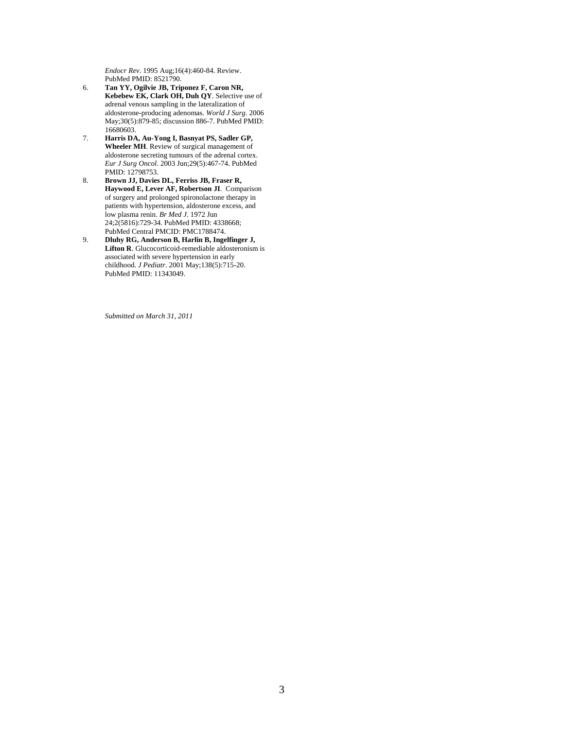*Endocr Rev*. 1995 Aug;16(4):460-84. Review. PubMed PMID: 8521790.

6. **Tan YY, Ogilvie JB, Triponez F, Caron NR, Kebebew EK, Clark OH, Duh QY**. Selective use of adrenal venous sampling in the lateralization of aldosterone-producing adenomas. *World J Surg*. 2006 May;30(5):879-85; discussion 886-7. PubMed PMID: 16680603.
7. **Harris DA, Au-Yong I, Basnyat PS, Sadler GP, Wheeler MH**. Review of surgical management of aldosterone secreting tumours of the adrenal cortex. *Eur J Surg Oncol*. 2003 Jun;29(5):467-74. PubMed PMID: 12798753.
8. **Brown JJ, Davies DL, Ferriss JB, Fraser R, Haywood E, Lever AF, Robertson JI**. Comparison of surgery and prolonged spironolactone therapy in patients with hypertension, aldosterone excess, and low plasma renin. *Br Med J*. 1972 Jun 24;2(5816):729-34. PubMed PMID: 4338668; PubMed Central PMCID: PMC1788474.
9. **Dluhy RG, Anderson B, Harlin B, Ingelfinger J, Lifton R**. Glucocorticoid-remediable aldosteronism is associated with severe hypertension in early childhood. *J Pediatr*. 2001 May;138(5):715-20. PubMed PMID: 11343049.

*Submitted on March 31, 2011*